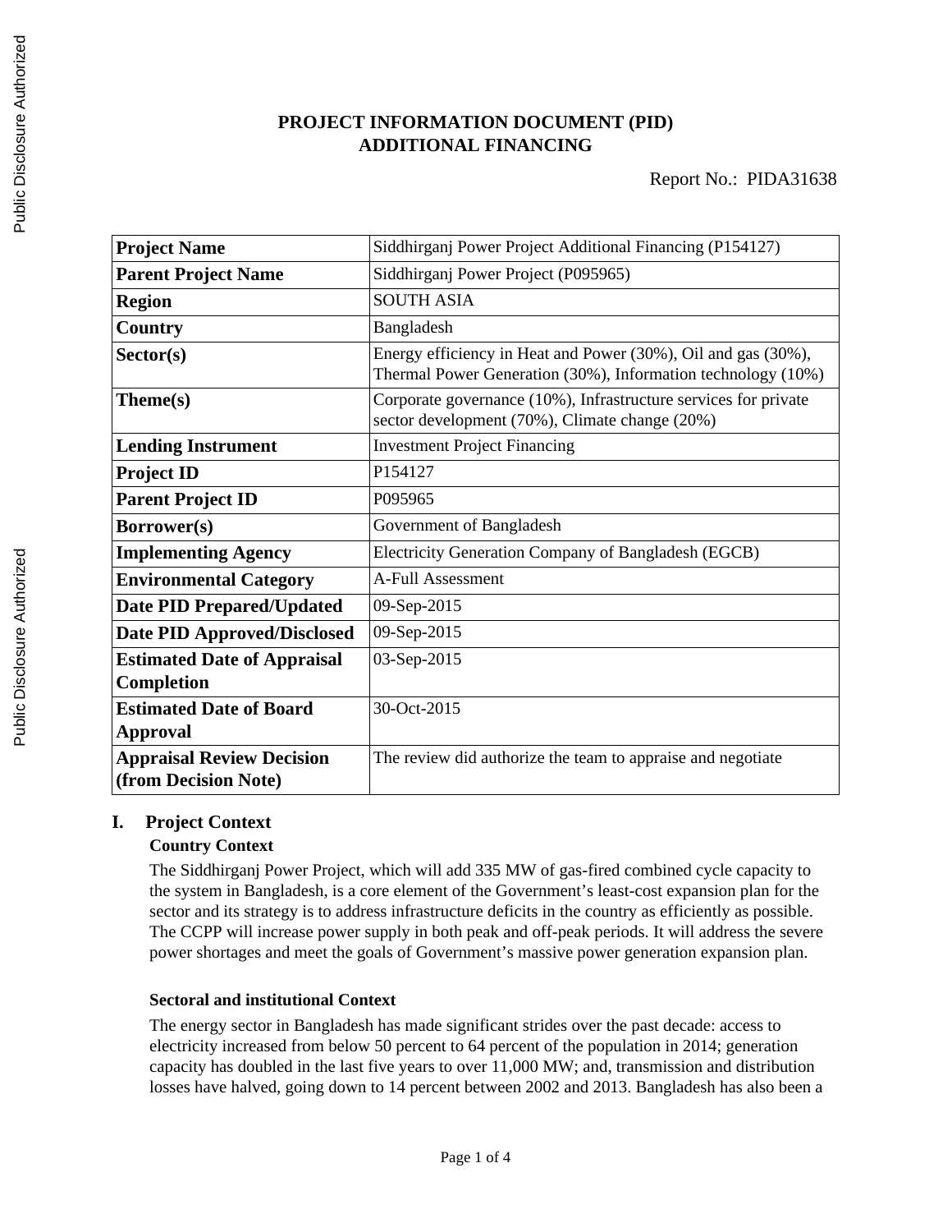# PROJECT INFORMATION DOCUMENT (PID)
# ADDITIONAL FINANCING

Report No.: PIDA31638

| Project Name | Siddhirganj Power Project Additional Financing (P154127) |
|---|---|
| Parent Project Name | Siddhirganj Power Project (P095965) |
| Region | SOUTH ASIA |
| Country | Bangladesh |
| Sector(s) | Energy efficiency in Heat and Power (30%), Oil and gas (30%), Thermal Power Generation (30%), Information technology (10%) |
| Theme(s) | Corporate governance (10%), Infrastructure services for private sector development (70%), Climate change (20%) |
| Lending Instrument | Investment Project Financing |
| Project ID | P154127 |
| Parent Project ID | P095965 |
| Borrower(s) | Government of Bangladesh |
| Implementing Agency | Electricity Generation Company of Bangladesh (EGCB) |
| Environmental Category | A-Full Assessment |
| Date PID Prepared/Updated | 09-Sep-2015 |
| Date PID Approved/Disclosed | 09-Sep-2015 |
| Estimated Date of Appraisal Completion | 03-Sep-2015 |
| Estimated Date of Board Approval | 30-Oct-2015 |
| Appraisal Review Decision (from Decision Note) | The review did authorize the team to appraise and negotiate |

## I. Project Context

### Country Context

The Siddhirganj Power Project, which will add 335 MW of gas-fired combined cycle capacity to the system in Bangladesh, is a core element of the Government's least-cost expansion plan for the sector and its strategy is to address infrastructure deficits in the country as efficiently as possible. The CCPP will increase power supply in both peak and off-peak periods. It will address the severe power shortages and meet the goals of Government's massive power generation expansion plan.

### Sectoral and institutional Context

The energy sector in Bangladesh has made significant strides over the past decade: access to electricity increased from below 50 percent to 64 percent of the population in 2014; generation capacity has doubled in the last five years to over 11,000 MW; and, transmission and distribution losses have halved, going down to 14 percent between 2002 and 2013. Bangladesh has also been a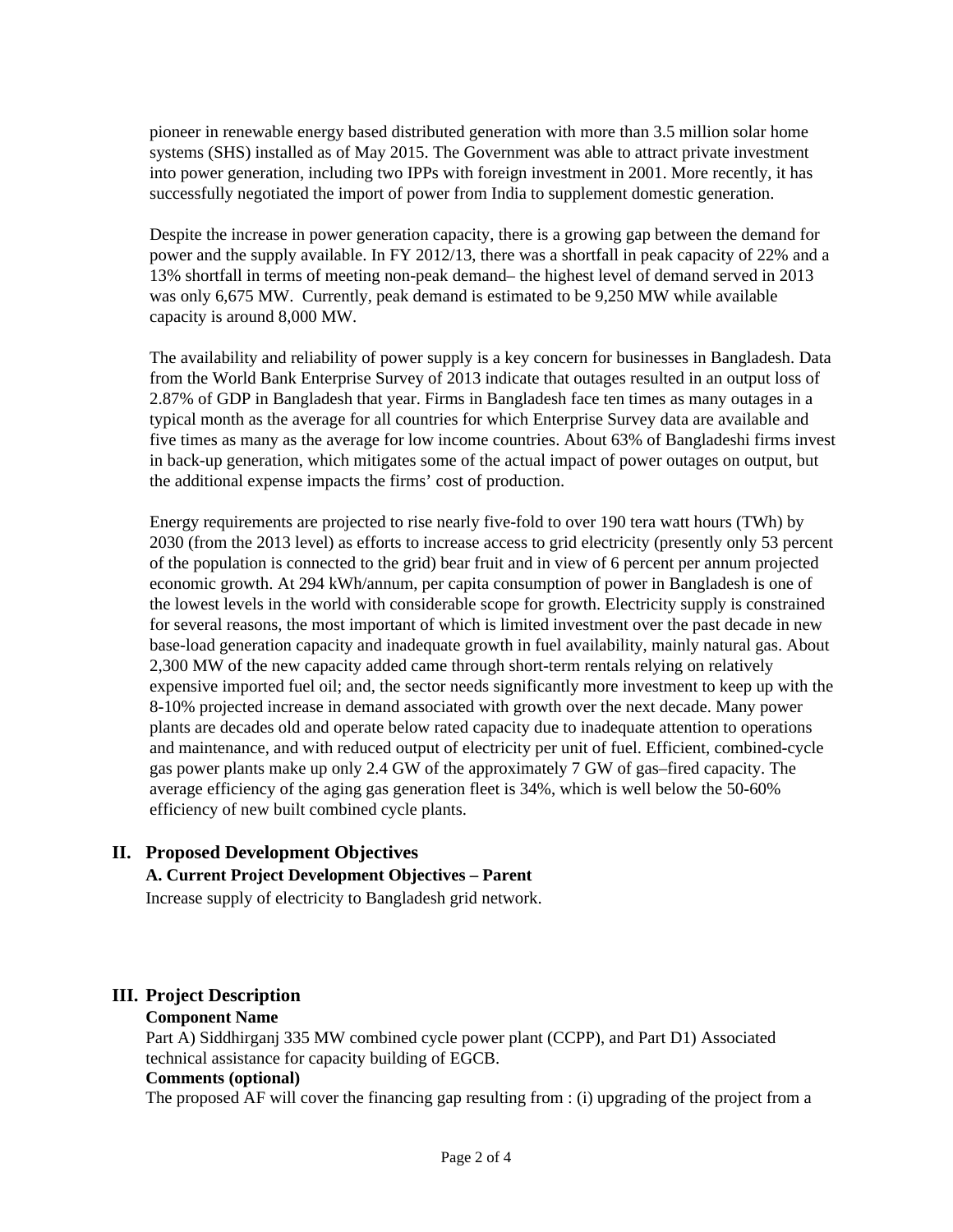pioneer in renewable energy based distributed generation with more than 3.5 million solar home systems (SHS) installed as of May 2015. The Government was able to attract private investment into power generation, including two IPPs with foreign investment in 2001. More recently, it has successfully negotiated the import of power from India to supplement domestic generation.

Despite the increase in power generation capacity, there is a growing gap between the demand for power and the supply available. In FY 2012/13, there was a shortfall in peak capacity of 22% and a 13% shortfall in terms of meeting non-peak demand– the highest level of demand served in 2013 was only 6,675 MW. Currently, peak demand is estimated to be 9,250 MW while available capacity is around 8,000 MW.

The availability and reliability of power supply is a key concern for businesses in Bangladesh. Data from the World Bank Enterprise Survey of 2013 indicate that outages resulted in an output loss of 2.87% of GDP in Bangladesh that year. Firms in Bangladesh face ten times as many outages in a typical month as the average for all countries for which Enterprise Survey data are available and five times as many as the average for low income countries. About 63% of Bangladeshi firms invest in back-up generation, which mitigates some of the actual impact of power outages on output, but the additional expense impacts the firms' cost of production.

Energy requirements are projected to rise nearly five-fold to over 190 tera watt hours (TWh) by 2030 (from the 2013 level) as efforts to increase access to grid electricity (presently only 53 percent of the population is connected to the grid) bear fruit and in view of 6 percent per annum projected economic growth. At 294 kWh/annum, per capita consumption of power in Bangladesh is one of the lowest levels in the world with considerable scope for growth. Electricity supply is constrained for several reasons, the most important of which is limited investment over the past decade in new base-load generation capacity and inadequate growth in fuel availability, mainly natural gas. About 2,300 MW of the new capacity added came through short-term rentals relying on relatively expensive imported fuel oil; and, the sector needs significantly more investment to keep up with the 8-10% projected increase in demand associated with growth over the next decade. Many power plants are decades old and operate below rated capacity due to inadequate attention to operations and maintenance, and with reduced output of electricity per unit of fuel. Efficient, combined-cycle gas power plants make up only 2.4 GW of the approximately 7 GW of gas–fired capacity. The average efficiency of the aging gas generation fleet is 34%, which is well below the 50-60% efficiency of new built combined cycle plants.

## II. Proposed Development Objectives

### A. Current Project Development Objectives – Parent

Increase supply of electricity to Bangladesh grid network.

## III. Project Description

**Component Name**

Part A) Siddhirganj 335 MW combined cycle power plant (CCPP), and Part D1) Associated technical assistance for capacity building of EGCB.

**Comments (optional)**

The proposed AF will cover the financing gap resulting from : (i) upgrading of the project from a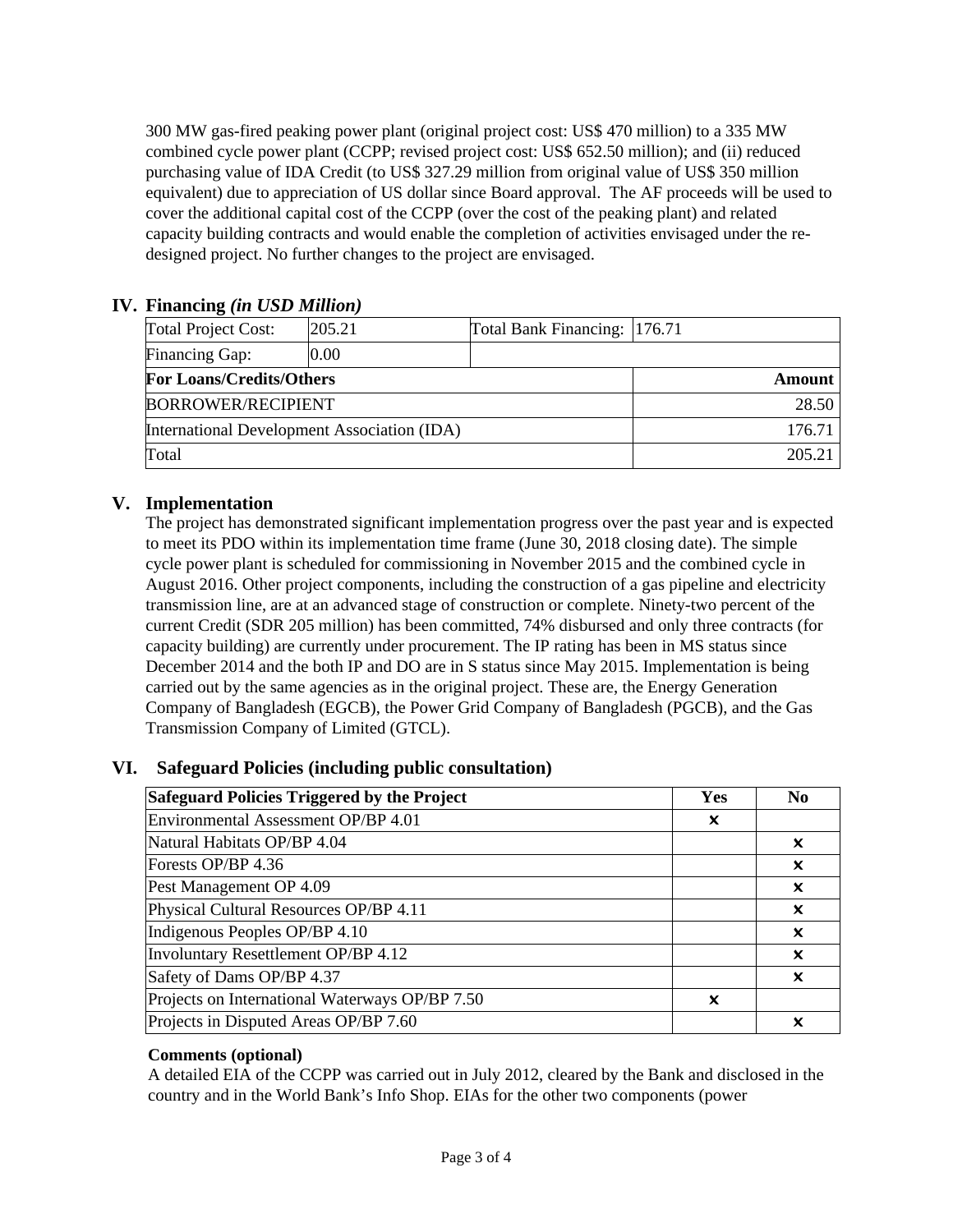300 MW gas-fired peaking power plant (original project cost: US$ 470 million) to a 335 MW combined cycle power plant (CCPP; revised project cost: US$ 652.50 million); and (ii) reduced purchasing value of IDA Credit (to US$ 327.29 million from original value of US$ 350 million equivalent) due to appreciation of US dollar since Board approval. The AF proceeds will be used to cover the additional capital cost of the CCPP (over the cost of the peaking plant) and related capacity building contracts and would enable the completion of activities envisaged under the re-designed project. No further changes to the project are envisaged.

## IV. Financing *(in USD Million)*

| Total Project Cost: | 205.21 | Total Bank Financing: | 176.71 |
|---|---|---|---|
| Financing Gap: | 0.00 | | |
| **For Loans/Credits/Others** | | | **Amount** |
| BORROWER/RECIPIENT | | | 28.50 |
| International Development Association (IDA) | | | 176.71 |
| Total | | | 205.21 |

## V. Implementation

The project has demonstrated significant implementation progress over the past year and is expected to meet its PDO within its implementation time frame (June 30, 2018 closing date). The simple cycle power plant is scheduled for commissioning in November 2015 and the combined cycle in August 2016. Other project components, including the construction of a gas pipeline and electricity transmission line, are at an advanced stage of construction or complete. Ninety-two percent of the current Credit (SDR 205 million) has been committed, 74% disbursed and only three contracts (for capacity building) are currently under procurement. The IP rating has been in MS status since December 2014 and the both IP and DO are in S status since May 2015. Implementation is being carried out by the same agencies as in the original project. These are, the Energy Generation Company of Bangladesh (EGCB), the Power Grid Company of Bangladesh (PGCB), and the Gas Transmission Company of Limited (GTCL).

## VI. Safeguard Policies (including public consultation)

| Safeguard Policies Triggered by the Project | Yes | No |
|---|---|---|
| Environmental Assessment OP/BP 4.01 | × | |
| Natural Habitats OP/BP 4.04 | | × |
| Forests OP/BP 4.36 | | × |
| Pest Management OP 4.09 | | × |
| Physical Cultural Resources OP/BP 4.11 | | × |
| Indigenous Peoples OP/BP 4.10 | | × |
| Involuntary Resettlement OP/BP 4.12 | | × |
| Safety of Dams OP/BP 4.37 | | × |
| Projects on International Waterways OP/BP 7.50 | × | |
| Projects in Disputed Areas OP/BP 7.60 | | × |

**Comments (optional)**

A detailed EIA of the CCPP was carried out in July 2012, cleared by the Bank and disclosed in the country and in the World Bank's Info Shop. EIAs for the other two components (power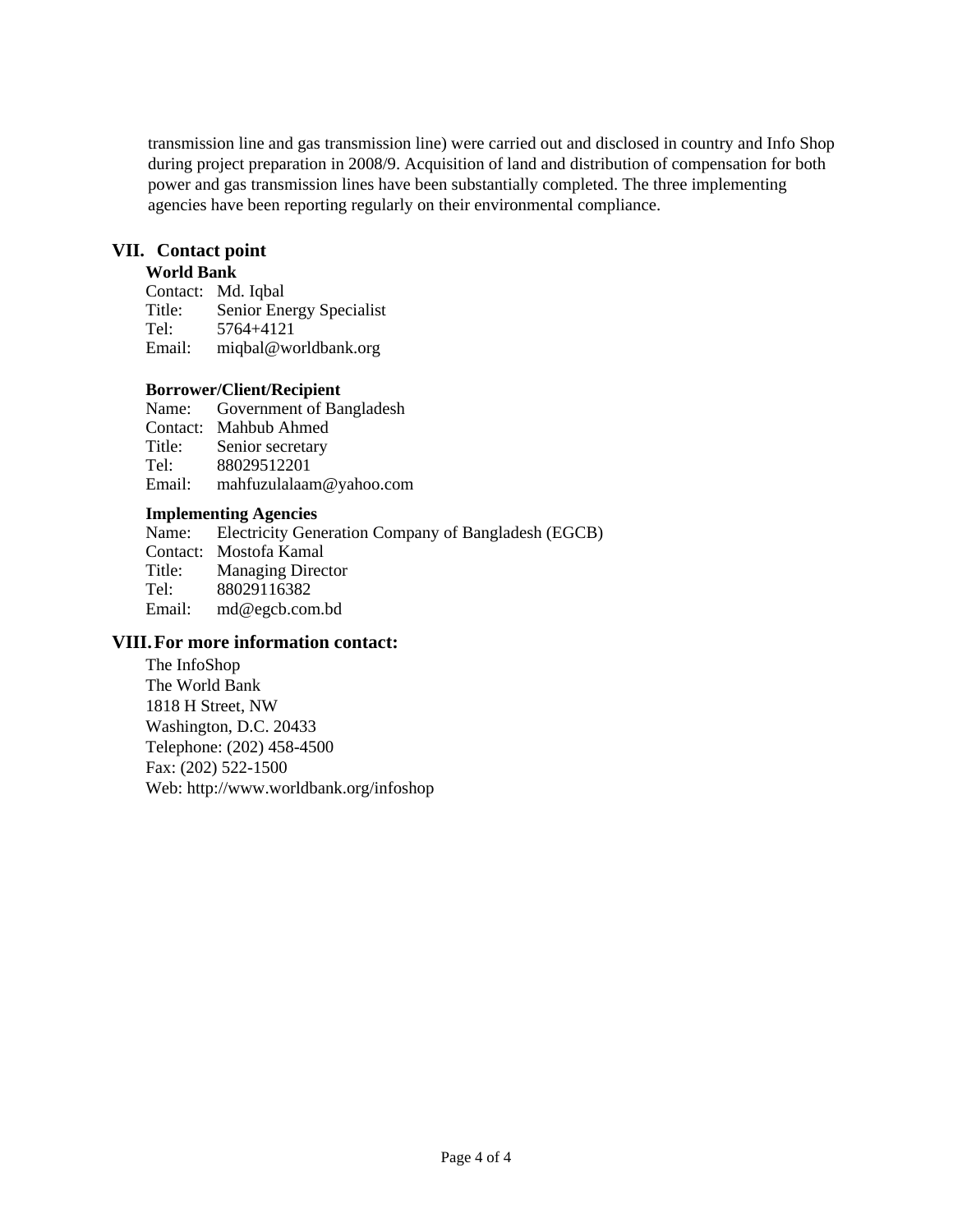transmission line and gas transmission line) were carried out and disclosed in country and Info Shop during project preparation in 2008/9. Acquisition of land and distribution of compensation for both power and gas transmission lines have been substantially completed. The three implementing agencies have been reporting regularly on their environmental compliance.

## VII. Contact point

**World Bank**

Contact: Md. Iqbal
Title: Senior Energy Specialist
Tel: 5764+4121
Email: miqbal@worldbank.org

**Borrower/Client/Recipient**

Name: Government of Bangladesh
Contact: Mahbub Ahmed
Title: Senior secretary
Tel: 88029512201
Email: mahfuzulalaam@yahoo.com

**Implementing Agencies**

Name: Electricity Generation Company of Bangladesh (EGCB)
Contact: Mostofa Kamal
Title: Managing Director
Tel: 88029116382
Email: md@egcb.com.bd

## VIII. For more information contact:

The InfoShop
The World Bank
1818 H Street, NW
Washington, D.C. 20433
Telephone: (202) 458-4500
Fax: (202) 522-1500
Web: http://www.worldbank.org/infoshop